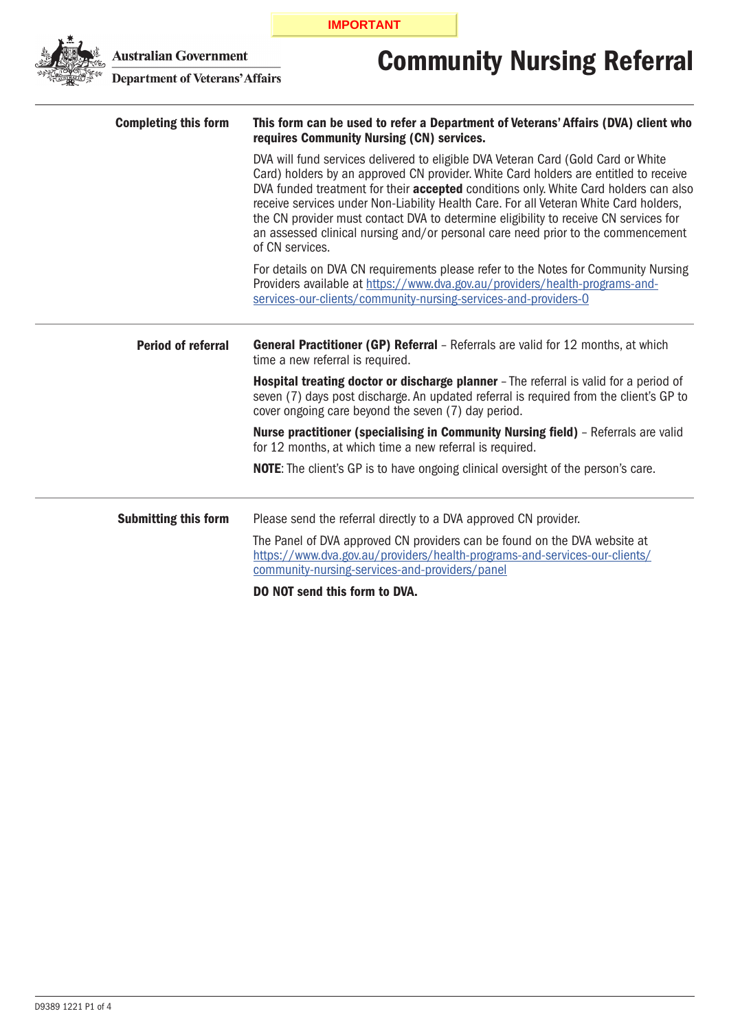**IMPORTANT**

Australian Government
Department of Veterans' Affairs

# Community Nursing Referral

## Completing this form

**This form can be used to refer a Department of Veterans' Affairs (DVA) client who requires Community Nursing (CN) services.**

DVA will fund services delivered to eligible DVA Veteran Card (Gold Card or White Card) holders by an approved CN provider. White Card holders are entitled to receive DVA funded treatment for their **accepted** conditions only. White Card holders can also receive services under Non-Liability Health Care. For all Veteran White Card holders, the CN provider must contact DVA to determine eligibility to receive CN services for an assessed clinical nursing and/or personal care need prior to the commencement of CN services.

For details on DVA CN requirements please refer to the Notes for Community Nursing Providers available at https://www.dva.gov.au/providers/health-programs-and-services-our-clients/community-nursing-services-and-providers-0

## Period of referral

**General Practitioner (GP) Referral** – Referrals are valid for 12 months, at which time a new referral is required.

**Hospital treating doctor or discharge planner** – The referral is valid for a period of seven (7) days post discharge. An updated referral is required from the client's GP to cover ongoing care beyond the seven (7) day period.

**Nurse practitioner (specialising in Community Nursing field)** – Referrals are valid for 12 months, at which time a new referral is required.

**NOTE**: The client's GP is to have ongoing clinical oversight of the person's care.

## Submitting this form

Please send the referral directly to a DVA approved CN provider.

The Panel of DVA approved CN providers can be found on the DVA website at https://www.dva.gov.au/providers/health-programs-and-services-our-clients/community-nursing-services-and-providers/panel

**DO NOT send this form to DVA.**

D9389 1221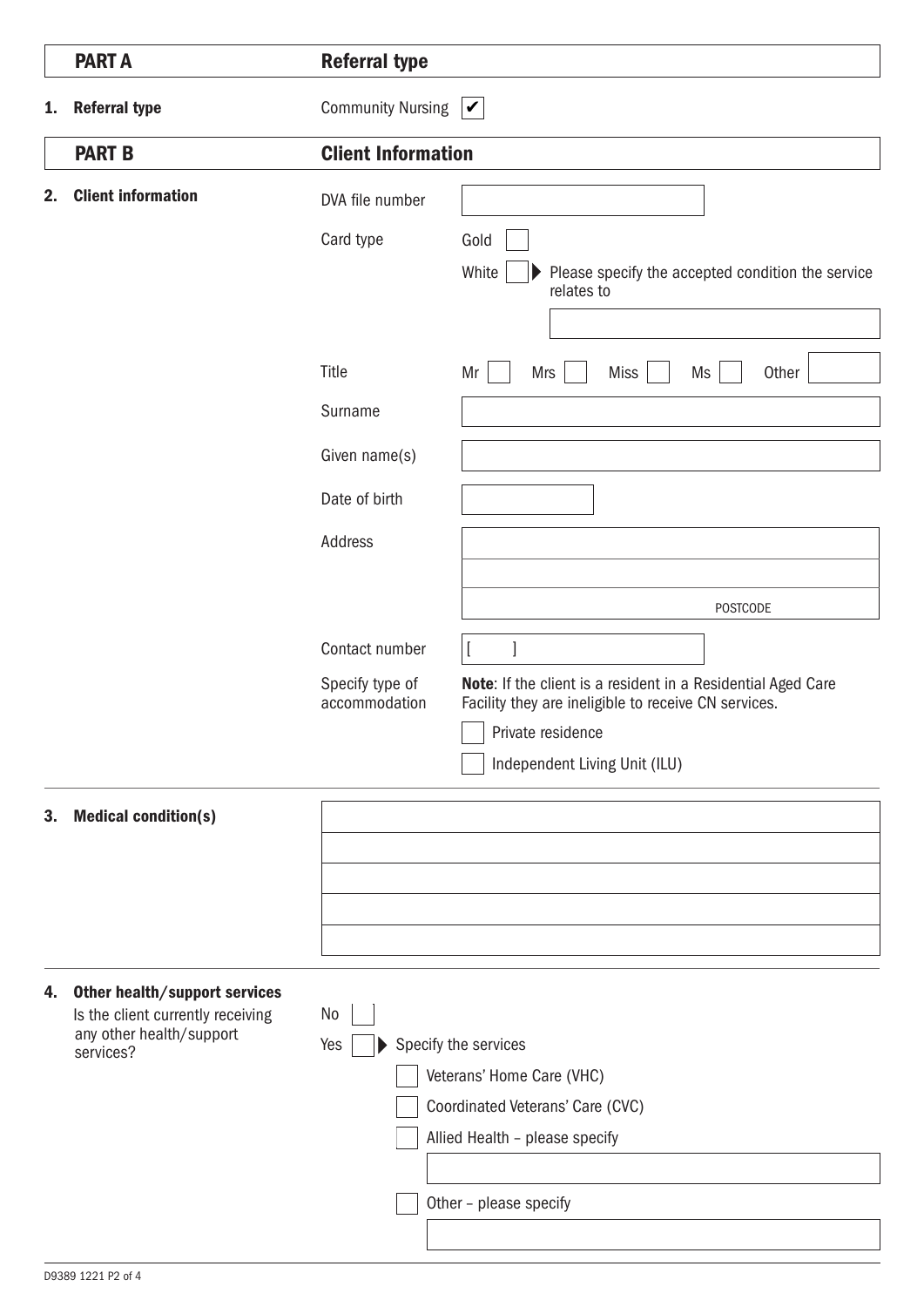## PART A — Referral type

**1. Referral type**

Community Nursing ☑

## PART B — Client Information

**2. Client information**

DVA file number: ____________________

Card type:
- ☐ Gold
- ☐ White ▶ Please specify the accepted condition the service relates to: ____________________

Title: Mr ☐ Mrs ☐ Miss ☐ Ms ☐ Other ________

Surname: ____________________

Given name(s): ____________________

Date of birth: ____________________

Address: ____________________

____________________

____________________ POSTCODE

Contact number: [ ] ____________________

Specify type of accommodation

**Note**: If the client is a resident in a Residential Aged Care Facility they are ineligible to receive CN services.

- ☐ Private residence
- ☐ Independent Living Unit (ILU)

**3. Medical condition(s)**

____________________

____________________

____________________

____________________

____________________

**4. Other health/support services**

Is the client currently receiving any other health/support services?

- ☐ No
- ☐ Yes ▶ Specify the services
  - ☐ Veterans' Home Care (VHC)
  - ☐ Coordinated Veterans' Care (CVC)
  - ☐ Allied Health – please specify: ____________________
  - ☐ Other – please specify: ____________________

D9389 1221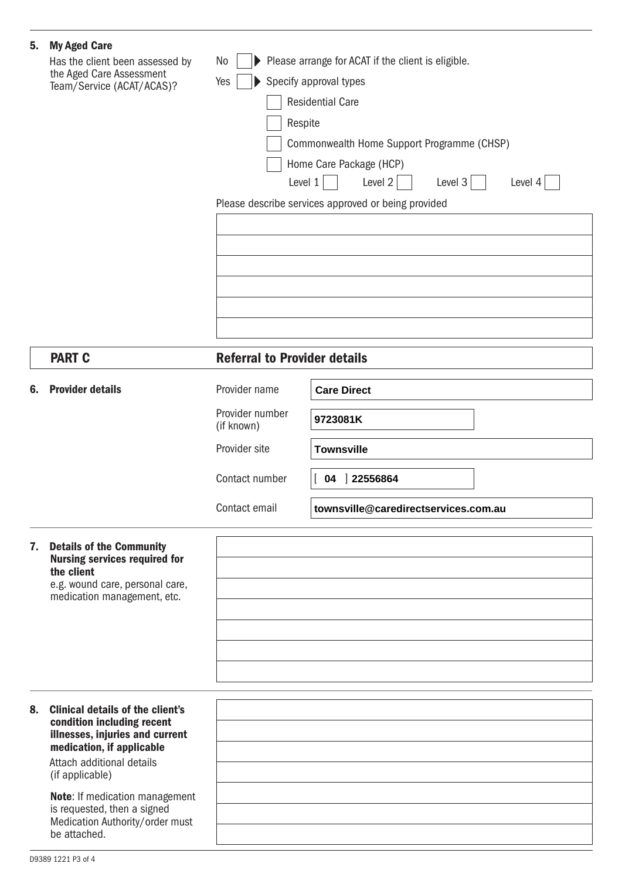**5. My Aged Care**

Has the client been assessed by the Aged Care Assessment Team/Service (ACAT/ACAS)?

No ☐ ▶ Please arrange for ACAT if the client is eligible.

Yes ☐ ▶ Specify approval types

- ☐ Residential Care
- ☐ Respite
- ☐ Commonwealth Home Support Programme (CHSP)
- ☐ Home Care Package (HCP)
  - Level 1 ☐ Level 2 ☐ Level 3 ☐ Level 4 ☐

Please describe services approved or being provided

______________________________

## PART C — Referral to Provider details

**6. Provider details**

| | |
|---|---|
| Provider name | **Care Direct** |
| Provider number (if known) | **9723081K** |
| Provider site | **Townsville** |
| Contact number | [ **04** ] **22556864** |
| Contact email | **townsville@caredirectservices.com.au** |

**7. Details of the Community Nursing services required for the client**

e.g. wound care, personal care, medication management, etc.

______________________________

**8. Clinical details of the client's condition including recent illnesses, injuries and current medication, if applicable**

Attach additional details (if applicable)

**Note**: If medication management is requested, then a signed Medication Authority/order must be attached.

______________________________

D9389 1221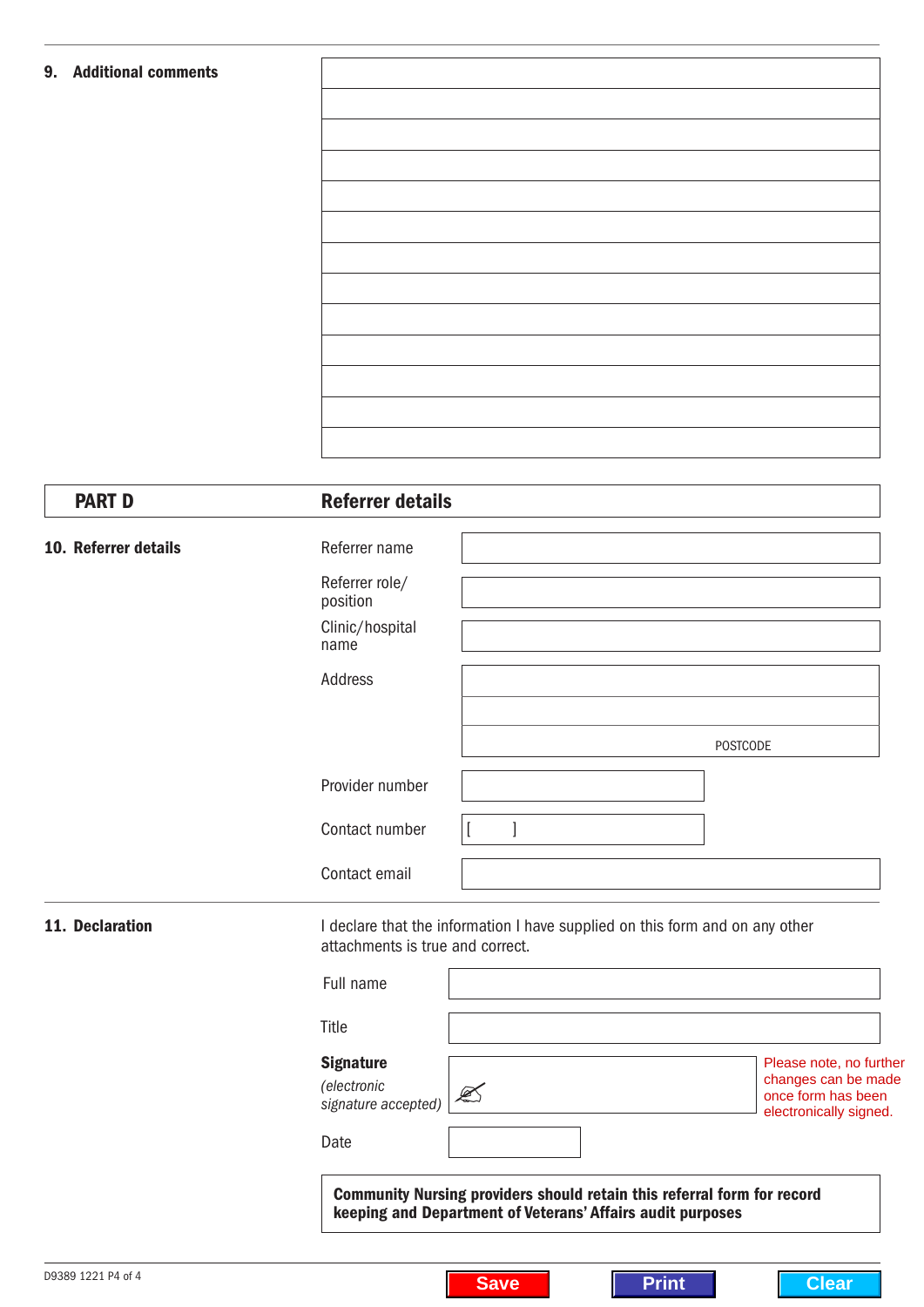**9. Additional comments**

## PART D Referrer details

**10. Referrer details**

Referrer name

Referrer role/ position

Clinic/hospital name

Address

POSTCODE

Provider number

Contact number [ ]

Contact email

**11. Declaration**

I declare that the information I have supplied on this form and on any other attachments is true and correct.

Full name

Title

**Signature**

*(electronic signature accepted)*

Please note, no further changes can be made once form has been electronically signed.

Date

**Community Nursing providers should retain this referral form for record keeping and Department of Veterans' Affairs audit purposes**

D9389 1221

Save Print Clear